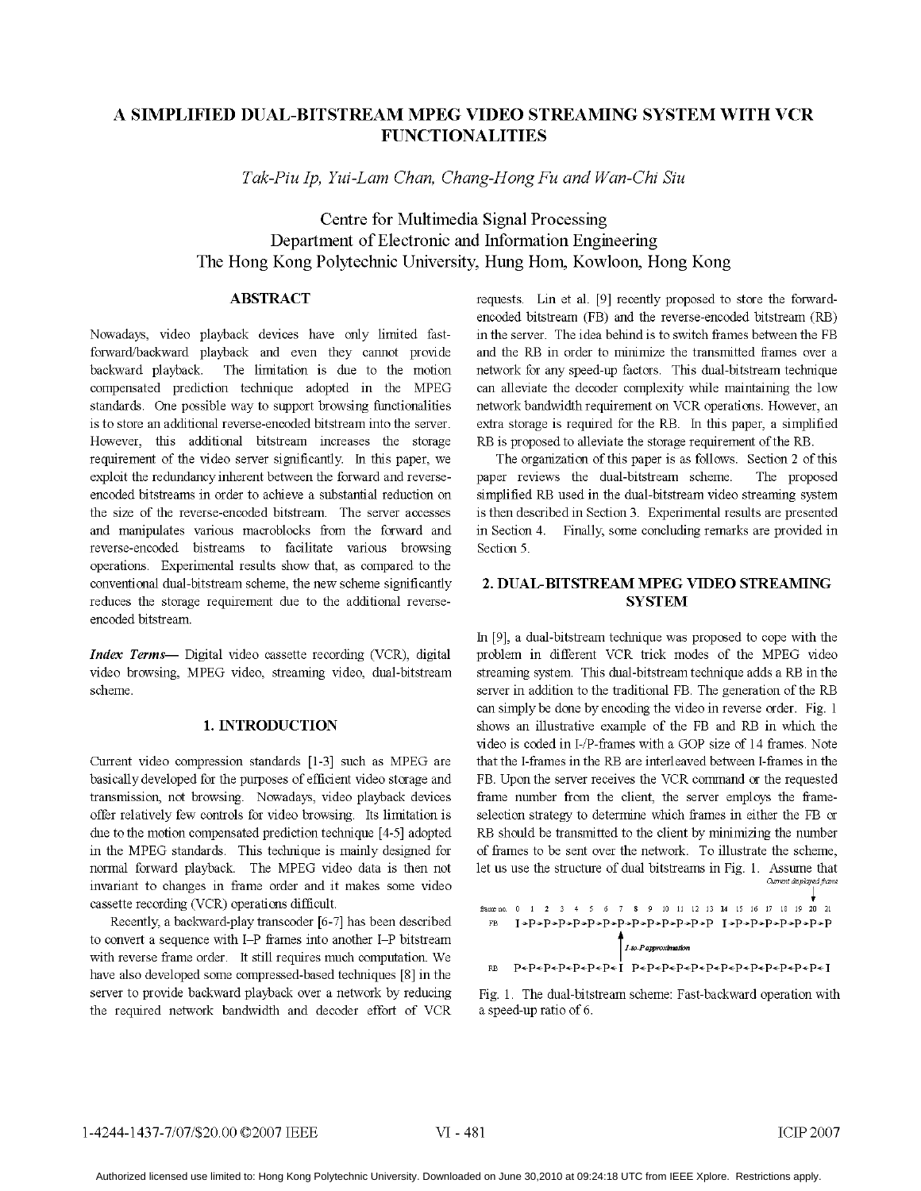# A SIMPLIFIED DUAL-BITSTREAM MPEG VIDEO STREAMING SYSTEM WITH VCR FUNCTIONALITIES

*Tak-Piu Ip, Yui-Lam Chan, Chang-Hong Fu and Wan-Chi Siu*

Centre for Multimedia Signal Processing
Department of Electronic and Information Engineering
The Hong Kong Polytechnic University, Hung Hom, Kowloon, Hong Kong

## ABSTRACT

Nowadays, video playback devices have only limited fast-forward/backward playback and even they cannot provide backward playback. The limitation is due to the motion compensated prediction technique adopted in the MPEG standards. One possible way to support browsing functionalities is to store an additional reverse-encoded bitstream into the server. However, this additional bitstream increases the storage requirement of the video server significantly. In this paper, we exploit the redundancy inherent between the forward and reverse-encoded bitstreams in order to achieve a substantial reduction on the size of the reverse-encoded bitstream. The server accesses and manipulates various macroblocks from the forward and reverse-encoded bistreams to facilitate various browsing operations. Experimental results show that, as compared to the conventional dual-bitstream scheme, the new scheme significantly reduces the storage requirement due to the additional reverse-encoded bitstream.

***Index Terms*****—** Digital video cassette recording (VCR), digital video browsing, MPEG video, streaming video, dual-bitstream scheme.

## 1. INTRODUCTION

Current video compression standards [1-3] such as MPEG are basically developed for the purposes of efficient video storage and transmission, not browsing. Nowadays, video playback devices offer relatively few controls for video browsing. Its limitation is due to the motion compensated prediction technique [4-5] adopted in the MPEG standards. This technique is mainly designed for normal forward playback. The MPEG video data is then not invariant to changes in frame order and it makes some video cassette recording (VCR) operations difficult.

Recently, a backward-play transcoder [6-7] has been described to convert a sequence with I–P frames into another I–P bitstream with reverse frame order. It still requires much computation. We have also developed some compressed-based techniques [8] in the server to provide backward playback over a network by reducing the required network bandwidth and decoder effort of VCR requests. Lin et al. [9] recently proposed to store the forward-encoded bitstream (FB) and the reverse-encoded bitstream (RB) in the server. The idea behind is to switch frames between the FB and the RB in order to minimize the transmitted frames over a network for any speed-up factors. This dual-bitstream technique can alleviate the decoder complexity while maintaining the low network bandwidth requirement on VCR operations. However, an extra storage is required for the RB. In this paper, a simplified RB is proposed to alleviate the storage requirement of the RB.

The organization of this paper is as follows. Section 2 of this paper reviews the dual-bitstream scheme. The proposed simplified RB used in the dual-bitstream video streaming system is then described in Section 3. Experimental results are presented in Section 4. Finally, some concluding remarks are provided in Section 5.

## 2. DUAL-BITSTREAM MPEG VIDEO STREAMING SYSTEM

In [9], a dual-bitstream technique was proposed to cope with the problem in different VCR trick modes of the MPEG video streaming system. This dual-bitstream technique adds a RB in the server in addition to the traditional FB. The generation of the RB can simply be done by encoding the video in reverse order. Fig. 1 shows an illustrative example of the FB and RB in which the video is coded in I-/P-frames with a GOP size of 14 frames. Note that the I-frames in the RB are interleaved between I-frames in the FB. Upon the server receives the VCR command or the requested frame number from the client, the server employs the frame-selection strategy to determine which frames in either the FB or RB should be transmitted to the client by minimizing the number of frames to be sent over the network. To illustrate the scheme, let us use the structure of dual bitstreams in Fig. 1. Assume that

```
                                                              Current displayed frame
                                                                        ↓
frame no.  0  1  2  3  4  5  6  7  8  9 10 11 12 13 14 15 16 17 18 19 20 21
FB         I→P→P→P→P→P→P→P→P→P→P→P→P→P  I→P→P→P→P→P→P→P
                                ↑ I-to-P approximation
RB         P←P←P←P←P←P←P←I  P←P←P←P←P←P←P←P←P←P←P←P←P←I
```

Fig. 1. The dual-bitstream scheme: Fast-backward operation with a speed-up ratio of 6.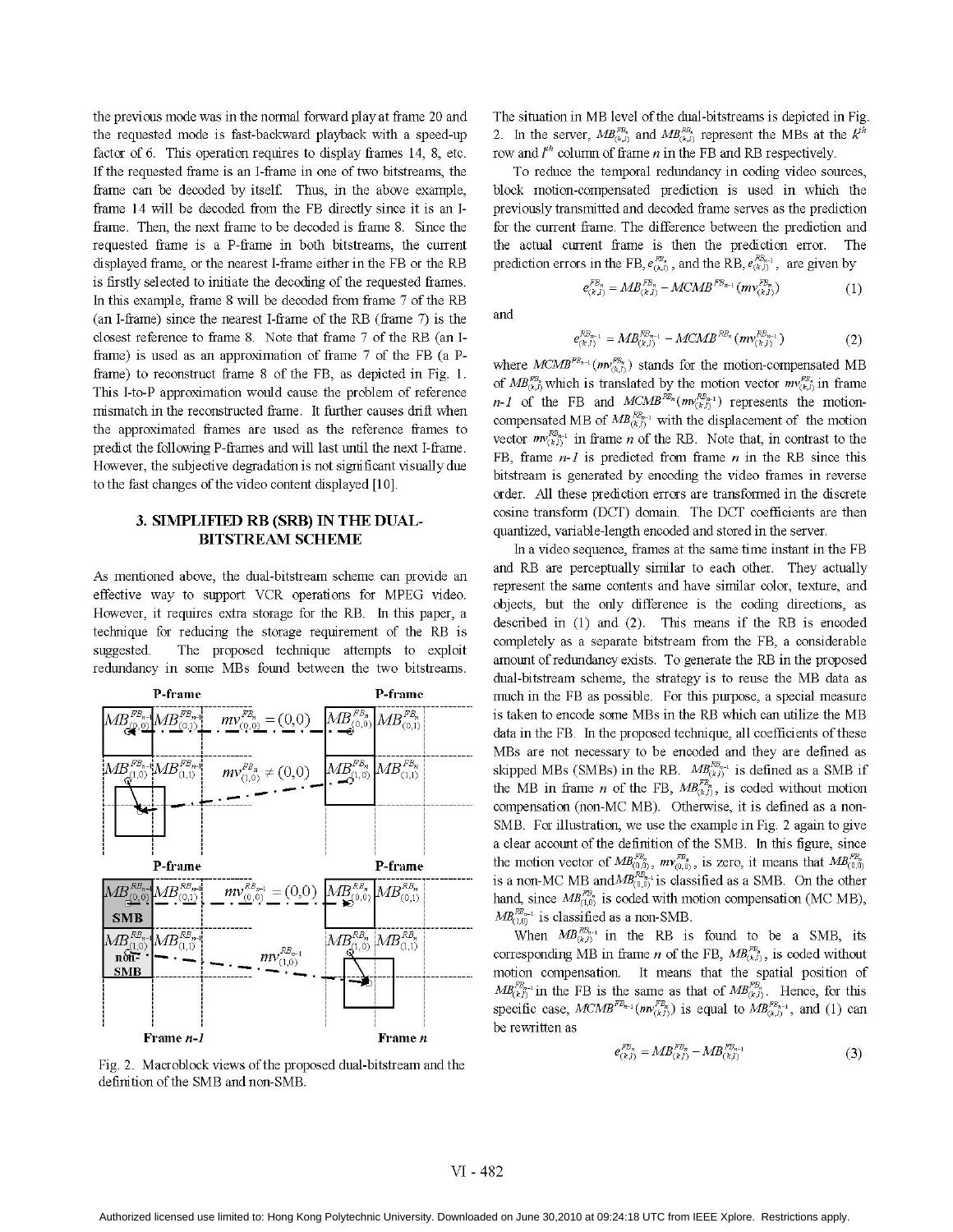the previous mode was in the normal forward play at frame 20 and the requested mode is fast-backward playback with a speed-up factor of 6. This operation requires to display frames 14, 8, etc. If the requested frame is an I-frame in one of two bitstreams, the frame can be decoded by itself. Thus, in the above example, frame 14 will be decoded from the FB directly since it is an I-frame. Then, the next frame to be decoded is frame 8. Since the requested frame is a P-frame in both bitstreams, the current displayed frame, or the nearest I-frame either in the FB or the RB is firstly selected to initiate the decoding of the requested frames. In this example, frame 8 will be decoded from frame 7 of the RB (an I-frame) since the nearest I-frame of the RB (frame 7) is the closest reference to frame 8. Note that frame 7 of the RB (an I-frame) is used as an approximation of frame 7 of the FB (a P-frame) to reconstruct frame 8 of the FB, as depicted in Fig. 1. This I-to-P approximation would cause the problem of reference mismatch in the reconstructed frame. It further causes drift when the approximated frames are used as the reference frames to predict the following P-frames and will last until the next I-frame. However, the subjective degradation is not significant visually due to the fast changes of the video content displayed [10].

## 3. SIMPLIFIED RB (SRB) IN THE DUAL-BITSTREAM SCHEME

As mentioned above, the dual-bitstream scheme can provide an effective way to support VCR operations for MPEG video. However, it requires extra storage for the RB. In this paper, a technique for reducing the storage requirement of the RB is suggested. The proposed technique attempts to exploit redundancy in some MBs found between the two bitstreams.

Fig. 2. Macroblock views of the proposed dual-bitstream and the definition of the SMB and non-SMB.

The situation in MB level of the dual-bitstreams is depicted in Fig. 2. In the server, $MB^{FB_n}_{(k,l)}$ and $MB^{RB_n}_{(k,l)}$ represent the MBs at the $k^{th}$ row and $l^{th}$ column of frame $n$ in the FB and RB respectively.

To reduce the temporal redundancy in coding video sources, block motion-compensated prediction is used in which the previously transmitted and decoded frame serves as the prediction for the current frame. The difference between the prediction and the actual current frame is then the prediction error. The prediction errors in the FB, $e^{FB_n}_{(k,l)}$, and the RB, $e^{RB_{n-1}}_{(k,l)}$, are given by

$$e^{FB_n}_{(k,l)} = MB^{FB_n}_{(k,l)} - MCMB^{FB_{n-1}}(mv^{FB_n}_{(k,l)}) \tag{1}$$

and

$$e^{RB_{n-1}}_{(k,l)} = MB^{RB_{n-1}}_{(k,l)} - MCMB^{RB_n}(mv^{RB_{n-1}}_{(k,l)}) \tag{2}$$

where $MCMB^{FB_{n-1}}(mv^{FB_n}_{(k,l)})$ stands for the motion-compensated MB of $MB^{FB_n}_{(k,l)}$ which is translated by the motion vector $mv^{FB_n}_{(k,l)}$ in frame $n$-$1$ of the FB and $MCMB^{RB_n}(mv^{RB_{n-1}}_{(k,l)})$ represents the motion-compensated MB of $MB^{RB_{n-1}}_{(k,l)}$ with the displacement of the motion vector $mv^{RB_{n-1}}_{(k,l)}$ in frame $n$ of the RB. Note that, in contrast to the FB, frame $n$-$1$ is predicted from frame $n$ in the RB since this bitstream is generated by encoding the video frames in reverse order. All these prediction errors are transformed in the discrete cosine transform (DCT) domain. The DCT coefficients are then quantized, variable-length encoded and stored in the server.

In a video sequence, frames at the same time instant in the FB and RB are perceptually similar to each other. They actually represent the same contents and have similar color, texture, and objects, but the only difference is the coding directions, as described in (1) and (2). This means if the RB is encoded completely as a separate bitstream from the FB, a considerable amount of redundancy exists. To generate the RB in the proposed dual-bitstream scheme, the strategy is to reuse the MB data as much in the FB as possible. For this purpose, a special measure is taken to encode some MBs in the RB which can utilize the MB data in the FB. In the proposed technique, all coefficients of these MBs are not necessary to be encoded and they are defined as skipped MBs (SMBs) in the RB. $MB^{RB_{n-1}}_{(k,l)}$ is defined as a SMB if the MB in frame $n$ of the FB, $MB^{FB_n}_{(k,l)}$, is coded without motion compensation (non-MC MB). Otherwise, it is defined as a non-SMB. For illustration, we use the example in Fig. 2 again to give a clear account of the definition of the SMB. In this figure, since the motion vector of $MB^{FB_n}_{(0,0)}$, $mv^{FB_n}_{(0,0)}$, is zero, it means that $MB^{FB_n}_{(0,0)}$ is a non-MC MB and $MB^{RB_{n-1}}_{(0,0)}$ is classified as a SMB. On the other hand, since $MB^{FB_n}_{(1,0)}$ is coded with motion compensation (MC MB), $MB^{RB_{n-1}}_{(1,0)}$ is classified as a non-SMB.

When $MB^{RB_{n-1}}_{(k,l)}$ in the RB is found to be a SMB, its corresponding MB in frame $n$ of the FB, $MB^{FB_n}_{(k,l)}$, is coded without motion compensation. It means that the spatial position of $MB^{FB_{n-1}}_{(k,l)}$ in the FB is the same as that of $MB^{FB_n}_{(k,l)}$. Hence, for this specific case, $MCMB^{FB_{n-1}}(mv^{FB_n}_{(k,l)})$ is equal to $MB^{FB_{n-1}}_{(k,l)}$, and (1) can be rewritten as

$$e^{FB_n}_{(k,l)} = MB^{FB_n}_{(k,l)} - MB^{FB_{n-1}}_{(k,l)} \tag{3}$$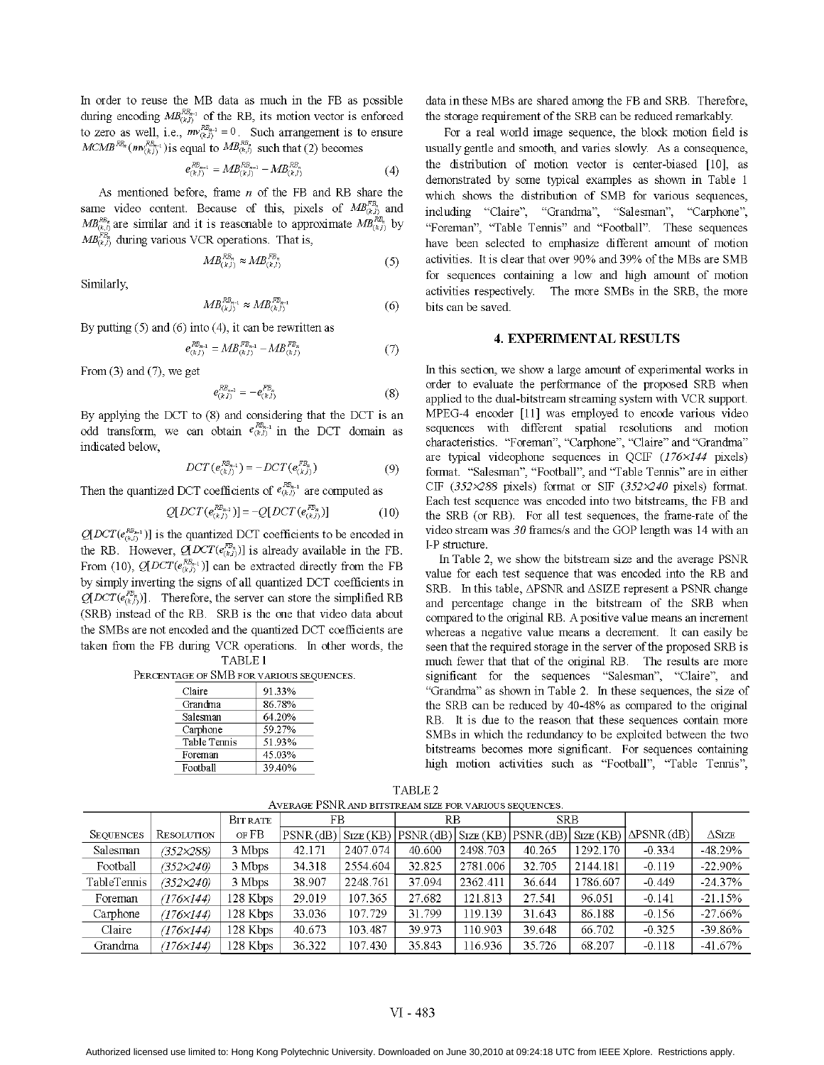In order to reuse the MB data as much in the FB as possible during encoding $MB_{(k,l)}^{RB_{n-1}}$ of the RB, its motion vector is enforced to zero as well, i.e., $mv_{(k,l)}^{RB_{n-1}} = 0$. Such arrangement is to ensure $MCMB^{RB_n}(mv_{(k,l)}^{RB_{n-1}})$ is equal to $MB_{(k,l)}^{RB_n}$ such that (2) becomes

$$e_{(k,l)}^{RB_{n-1}} = MB_{(k,l)}^{RB_{n-1}} - MB_{(k,l)}^{RB_n} \tag{4}$$

As mentioned before, frame $n$ of the FB and RB share the same video content. Because of this, pixels of $MB_{(k,l)}^{FB_n}$ and $MB_{(k,l)}^{RB_n}$ are similar and it is reasonable to approximate $MB_{(k,l)}^{RB_n}$ by $MB_{(k,l)}^{FB_n}$ during various VCR operations. That is,

$$MB_{(k,l)}^{RB_n} \approx MB_{(k,l)}^{FB_n} \tag{5}$$

Similarly,

$$MB_{(k,l)}^{RB_{n-1}} \approx MB_{(k,l)}^{FB_{n-1}} \tag{6}$$

By putting (5) and (6) into (4), it can be rewritten as

$$e_{(k,l)}^{RB_{n-1}} = MB_{(k,l)}^{FB_{n-1}} - MB_{(k,l)}^{FB_n} \tag{7}$$

From (3) and (7), we get

$$e_{(k,l)}^{RB_{n-1}} = -e_{(k,l)}^{FB_n} \tag{8}$$

By applying the DCT to (8) and considering that the DCT is an odd transform, we can obtain $e_{(k,l)}^{RB_{n-1}}$ in the DCT domain as indicated below,

$$DCT(e_{(k,l)}^{RB_{n-1}}) = -DCT(e_{(k,l)}^{FB_n}) \tag{9}$$

Then the quantized DCT coefficients of $e_{(k,l)}^{RB_{n-1}}$ are computed as

$$Q[DCT(e_{(k,l)}^{RB_{n-1}})] = -Q[DCT(e_{(k,l)}^{FB_n})] \tag{10}$$

$Q[DCT(e_{(k,l)}^{RB_{n-1}})]$ is the quantized DCT coefficients to be encoded in the RB. However, $Q[DCT(e_{(k,l)}^{FB_n})]$ is already available in the FB. From (10), $Q[DCT(e_{(k,l)}^{RB_{n-1}})]$ can be extracted directly from the FB by simply inverting the signs of all quantized DCT coefficients in $Q[DCT(e_{(k,l)}^{FB_n})]$. Therefore, the server can store the simplified RB (SRB) instead of the RB. SRB is the one that video data about the SMBs are not encoded and the quantized DCT coefficients are taken from the FB during VCR operations. In other words, the data in these MBs are shared among the FB and SRB. Therefore, the storage requirement of the SRB can be reduced remarkably.

TABLE I

Percentage of SMB for various sequences.

| Sequence | Percentage |
|---|---|
| Claire | 91.33% |
| Grandma | 86.78% |
| Salesman | 64.20% |
| Carphone | 59.27% |
| Table Tennis | 51.93% |
| Foreman | 45.03% |
| Football | 39.40% |

For a real world image sequence, the block motion field is usually gentle and smooth, and varies slowly. As a consequence, the distribution of motion vector is center-biased [10], as demonstrated by some typical examples as shown in Table 1 which shows the distribution of SMB for various sequences, including "Claire", "Grandma", "Salesman", "Carphone", "Foreman", "Table Tennis" and "Football". These sequences have been selected to emphasize different amount of motion activities. It is clear that over 90% and 39% of the MBs are SMB for sequences containing a low and high amount of motion activities respectively. The more SMBs in the SRB, the more bits can be saved.

## 4. EXPERIMENTAL RESULTS

In this section, we show a large amount of experimental works in order to evaluate the performance of the proposed SRB when applied to the dual-bitstream streaming system with VCR support. MPEG-4 encoder [11] was employed to encode various video sequences with different spatial resolutions and motion characteristics. "Foreman", "Carphone", "Claire" and "Grandma" are typical videophone sequences in QCIF (*176×144* pixels) format. "Salesman", "Football", and "Table Tennis" are in either CIF (*352×288* pixels) format or SIF (*352×240* pixels) format. Each test sequence was encoded into two bitstreams, the FB and the SRB (or RB). For all test sequences, the frame-rate of the video stream was *30* frames/s and the GOP length was 14 with an I-P structure.

In Table 2, we show the bitstream size and the average PSNR value for each test sequence that was encoded into the RB and SRB. In this table, ΔPSNR and ΔSIZE represent a PSNR change and percentage change in the bitstream of the SRB when compared to the original RB. A positive value means an increment whereas a negative value means a decrement. It can easily be seen that the required storage in the server of the proposed SRB is much fewer that that of the original RB. The results are more significant for the sequences "Salesman", "Claire", and "Grandma" as shown in Table 2. In these sequences, the size of the SRB can be reduced by 40-48% as compared to the original RB. It is due to the reason that these sequences contain more SMBs in which the redundancy to be exploited between the two bitstreams becomes more significant. For sequences containing high motion activities such as "Football", "Table Tennis",

TABLE 2

Average PSNR and bitstream size for various sequences.

| Sequences | Resolution | Bit rate of FB | FB | | RB | | SRB | | ΔPSNR (dB) | ΔSize |
|---|---|---|---|---|---|---|---|---|---|---|
| | | | PSNR (dB) | Size (KB) | PSNR (dB) | Size (KB) | PSNR (dB) | Size (KB) | | |
| Salesman | *(352×288)* | 3 Mbps | 42.171 | 2407.074 | 40.600 | 2498.703 | 40.265 | 1292.170 | -0.334 | -48.29% |
| Football | *(352×240)* | 3 Mbps | 34.318 | 2554.604 | 32.825 | 2781.006 | 32.705 | 2144.181 | -0.119 | -22.90% |
| TableTennis | *(352×240)* | 3 Mbps | 38.907 | 2248.761 | 37.094 | 2362.411 | 36.644 | 1786.607 | -0.449 | -24.37% |
| Foreman | *(176×144)* | 128 Kbps | 29.019 | 107.365 | 27.682 | 121.813 | 27.541 | 96.051 | -0.141 | -21.15% |
| Carphone | *(176×144)* | 128 Kbps | 33.036 | 107.729 | 31.799 | 119.139 | 31.643 | 86.188 | -0.156 | -27.66% |
| Claire | *(176×144)* | 128 Kbps | 40.673 | 103.487 | 39.973 | 110.903 | 39.648 | 66.702 | -0.325 | -39.86% |
| Grandma | *(176×144)* | 128 Kbps | 36.322 | 107.430 | 35.843 | 116.936 | 35.726 | 68.207 | -0.118 | -41.67% |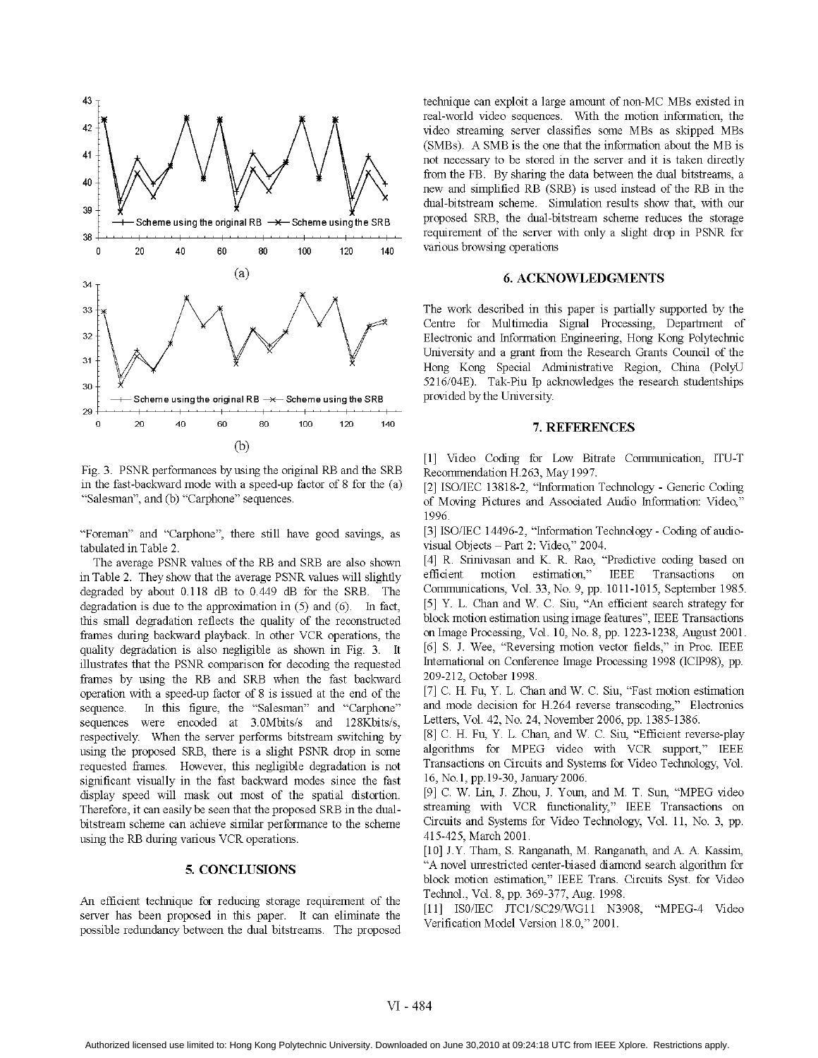43
42
41
40
39
38

Scheme using the original RB — Scheme using the SRB

0 20 40 60 80 100 120 140

(a)

34
33
32
31
30
29

Scheme using the original RB — Scheme using the SRB

0 20 40 60 80 100 120 140

(b)

Fig. 3. PSNR performances by using the original RB and the SRB in the fast-backward mode with a speed-up factor of 8 for the (a) "Salesman", and (b) "Carphone" sequences.

"Foreman" and "Carphone", there still have good savings, as tabulated in Table 2.

The average PSNR values of the RB and SRB are also shown in Table 2. They show that the average PSNR values will slightly degraded by about 0.118 dB to 0.449 dB for the SRB. The degradation is due to the approximation in (5) and (6). In fact, this small degradation reflects the quality of the reconstructed frames during backward playback. In other VCR operations, the quality degradation is also negligible as shown in Fig. 3. It illustrates that the PSNR comparison for decoding the requested frames by using the RB and SRB when the fast backward operation with a speed-up factor of 8 is issued at the end of the sequence. In this figure, the "Salesman" and "Carphone" sequences were encoded at 3.0Mbits/s and 128Kbits/s, respectively. When the server performs bitstream switching by using the proposed SRB, there is a slight PSNR drop in some requested frames. However, this negligible degradation is not significant visually in the fast backward modes since the fast display speed will mask out most of the spatial distortion. Therefore, it can easily be seen that the proposed SRB in the dual-bitstream scheme can achieve similar performance to the scheme using the RB during various VCR operations.

## 5. CONCLUSIONS

An efficient technique for reducing storage requirement of the server has been proposed in this paper. It can eliminate the possible redundancy between the dual bitstreams. The proposed technique can exploit a large amount of non-MC MBs existed in real-world video sequences. With the motion information, the video streaming server classifies some MBs as skipped MBs (SMBs). A SMB is the one that the information about the MB is not necessary to be stored in the server and it is taken directly from the FB. By sharing the data between the dual bitstreams, a new and simplified RB (SRB) is used instead of the RB in the dual-bitstream scheme. Simulation results show that, with our proposed SRB, the dual-bitstream scheme reduces the storage requirement of the server with only a slight drop in PSNR for various browsing operations

## 6. ACKNOWLEDGMENTS

The work described in this paper is partially supported by the Centre for Multimedia Signal Processing, Department of Electronic and Information Engineering, Hong Kong Polytechnic University and a grant from the Research Grants Council of the Hong Kong Special Administrative Region, China (PolyU 5216/04E). Tak-Piu Ip acknowledges the research studentships provided by the University.

## 7. REFERENCES

[1] Video Coding for Low Bitrate Communication, ITU-T Recommendation H.263, May 1997.

[2] ISO/IEC 13818-2, "Information Technology - Generic Coding of Moving Pictures and Associated Audio Information: Video," 1996.

[3] ISO/IEC 14496-2, "Information Technology - Coding of audio-visual Objects – Part 2: Video," 2004.

[4] R. Srinivasan and K. R. Rao, "Predictive coding based on efficient motion estimation," IEEE Transactions on Communications, Vol. 33, No. 9, pp. 1011-1015, September 1985.

[5] Y. L. Chan and W. C. Siu, "An efficient search strategy for block motion estimation using image features", IEEE Transactions on Image Processing, Vol. 10, No. 8, pp. 1223-1238, August 2001.

[6] S. J. Wee, "Reversing motion vector fields," in Proc. IEEE International on Conference Image Processing 1998 (ICIP98), pp. 209-212, October 1998.

[7] C. H. Fu, Y. L. Chan and W. C. Siu, "Fast motion estimation and mode decision for H.264 reverse transcoding," Electronics Letters, Vol. 42, No. 24, November 2006, pp. 1385-1386.

[8] C. H. Fu, Y. L. Chan, and W. C. Siu, "Efficient reverse-play algorithms for MPEG video with VCR support," IEEE Transactions on Circuits and Systems for Video Technology, Vol. 16, No.1, pp.19-30, January 2006.

[9] C. W. Lin, J. Zhou, J. Youn, and M. T. Sun, "MPEG video streaming with VCR functionality," IEEE Transactions on Circuits and Systems for Video Technology, Vol. 11, No. 3, pp. 415-425, March 2001.

[10] J.Y. Tham, S. Ranganath, M. Ranganath, and A. A. Kassim, "A novel unrestricted center-biased diamond search algorithm for block motion estimation," IEEE Trans. Circuits Syst. for Video Technol., Vol. 8, pp. 369-377, Aug. 1998.

[11] ISO/IEC JTC1/SC29/WG11 N3908, "MPEG-4 Video Verification Model Version 18.0," 2001.